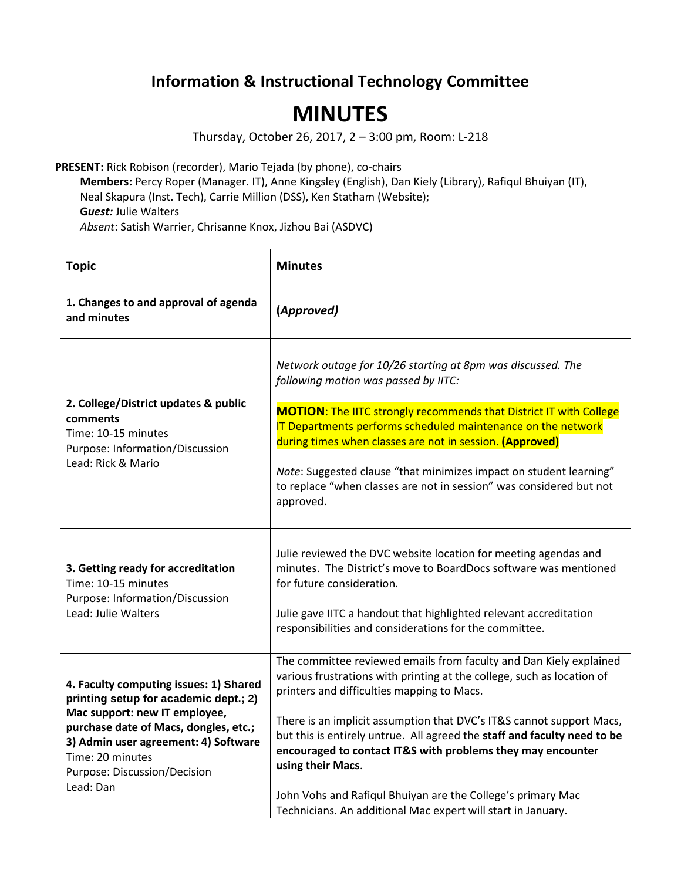# Information & Instructional Technology Committee

# MINUTES

Thursday, October 26, 2017, 2 – 3:00 pm, Room: L-218

**PRESENT:** Rick Robison (recorder), Mario Tejada (by phone), co-chairs
**Members:** Percy Roper (Manager. IT), Anne Kingsley (English), Dan Kiely (Library), Rafiqul Bhuiyan (IT), Neal Skapura (Inst. Tech), Carrie Million (DSS), Ken Statham (Website);
***Guest:*** Julie Walters
*Absent*: Satish Warrier, Chrisanne Knox, Jizhou Bai (ASDVC)

| **Topic** | **Minutes** |
|---|---|
| **1. Changes to and approval of agenda and minutes** | **(*Approved)*** |
| **2. College/District updates & public comments**<br>Time: 10-15 minutes<br>Purpose: Information/Discussion<br>Lead: Rick & Mario | *Network outage for 10/26 starting at 8pm was discussed. The following motion was passed by IITC:*<br><br>**MOTION**: The IITC strongly recommends that District IT with College IT Departments performs scheduled maintenance on the network during times when classes are not in session. **(Approved)**<br><br>*Note*: Suggested clause "that minimizes impact on student learning" to replace "when classes are not in session" was considered but not approved. |
| **3. Getting ready for accreditation**<br>Time: 10-15 minutes<br>Purpose: Information/Discussion<br>Lead: Julie Walters | Julie reviewed the DVC website location for meeting agendas and minutes. The District's move to BoardDocs software was mentioned for future consideration.<br><br>Julie gave IITC a handout that highlighted relevant accreditation responsibilities and considerations for the committee. |
| **4. Faculty computing issues: 1) Shared printing setup for academic dept.; 2) Mac support: new IT employee, purchase date of Macs, dongles, etc.; 3) Admin user agreement: 4) Software**<br>Time: 20 minutes<br>Purpose: Discussion/Decision<br>Lead: Dan | The committee reviewed emails from faculty and Dan Kiely explained various frustrations with printing at the college, such as location of printers and difficulties mapping to Macs.<br><br>There is an implicit assumption that DVC's IT&S cannot support Macs, but this is entirely untrue. All agreed the **staff and faculty need to be encouraged to contact IT&S with problems they may encounter using their Macs**.<br><br>John Vohs and Rafiqul Bhuiyan are the College's primary Mac Technicians. An additional Mac expert will start in January. |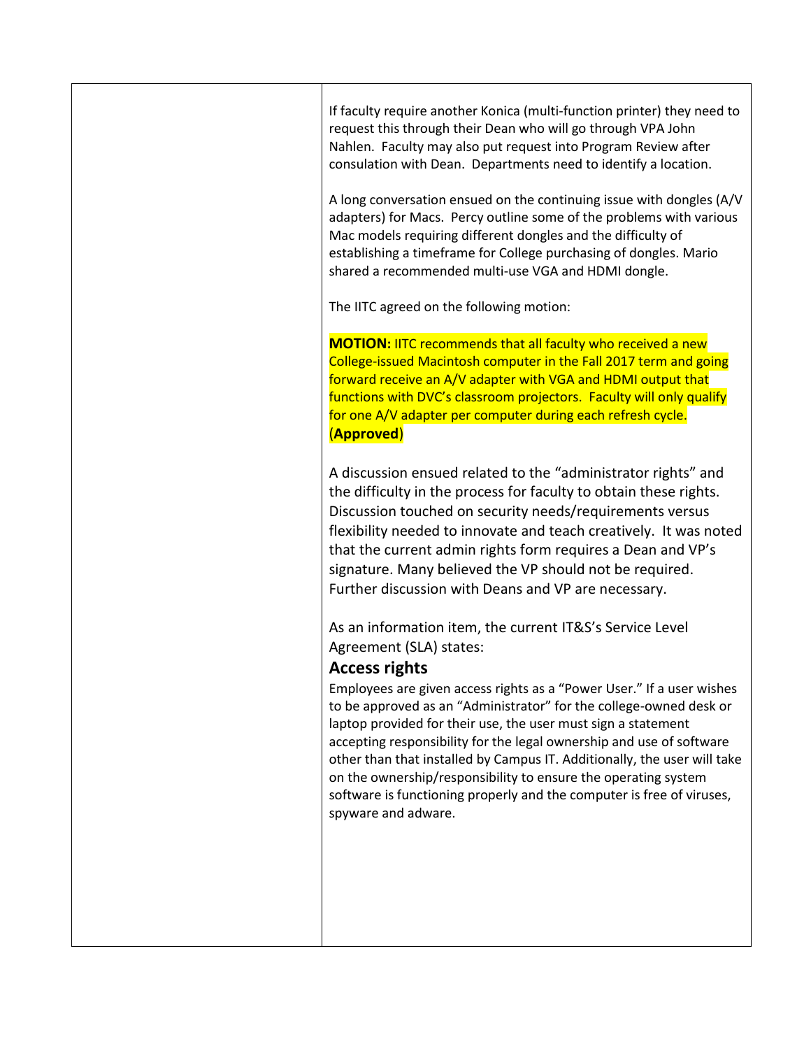| | |
|---|---|
| | If faculty require another Konica (multi-function printer) they need to request this through their Dean who will go through VPA John Nahlen. Faculty may also put request into Program Review after consulation with Dean. Departments need to identify a location.<br><br>A long conversation ensued on the continuing issue with dongles (A/V adapters) for Macs. Percy outline some of the problems with various Mac models requiring different dongles and the difficulty of establishing a timeframe for College purchasing of dongles. Mario shared a recommended multi-use VGA and HDMI dongle.<br><br>The IITC agreed on the following motion:<br><br>**MOTION:** IITC recommends that all faculty who received a new College-issued Macintosh computer in the Fall 2017 term and going forward receive an A/V adapter with VGA and HDMI output that functions with DVC's classroom projectors. Faculty will only qualify for one A/V adapter per computer during each refresh cycle. (**Approved**)<br><br>A discussion ensued related to the "administrator rights" and the difficulty in the process for faculty to obtain these rights. Discussion touched on security needs/requirements versus flexibility needed to innovate and teach creatively. It was noted that the current admin rights form requires a Dean and VP's signature. Many believed the VP should not be required. Further discussion with Deans and VP are necessary.<br><br>As an information item, the current IT&S's Service Level Agreement (SLA) states:<br>**Access rights**<br>Employees are given access rights as a "Power User." If a user wishes to be approved as an "Administrator" for the college-owned desk or laptop provided for their use, the user must sign a statement accepting responsibility for the legal ownership and use of software other than that installed by Campus IT. Additionally, the user will take on the ownership/responsibility to ensure the operating system software is functioning properly and the computer is free of viruses, spyware and adware. |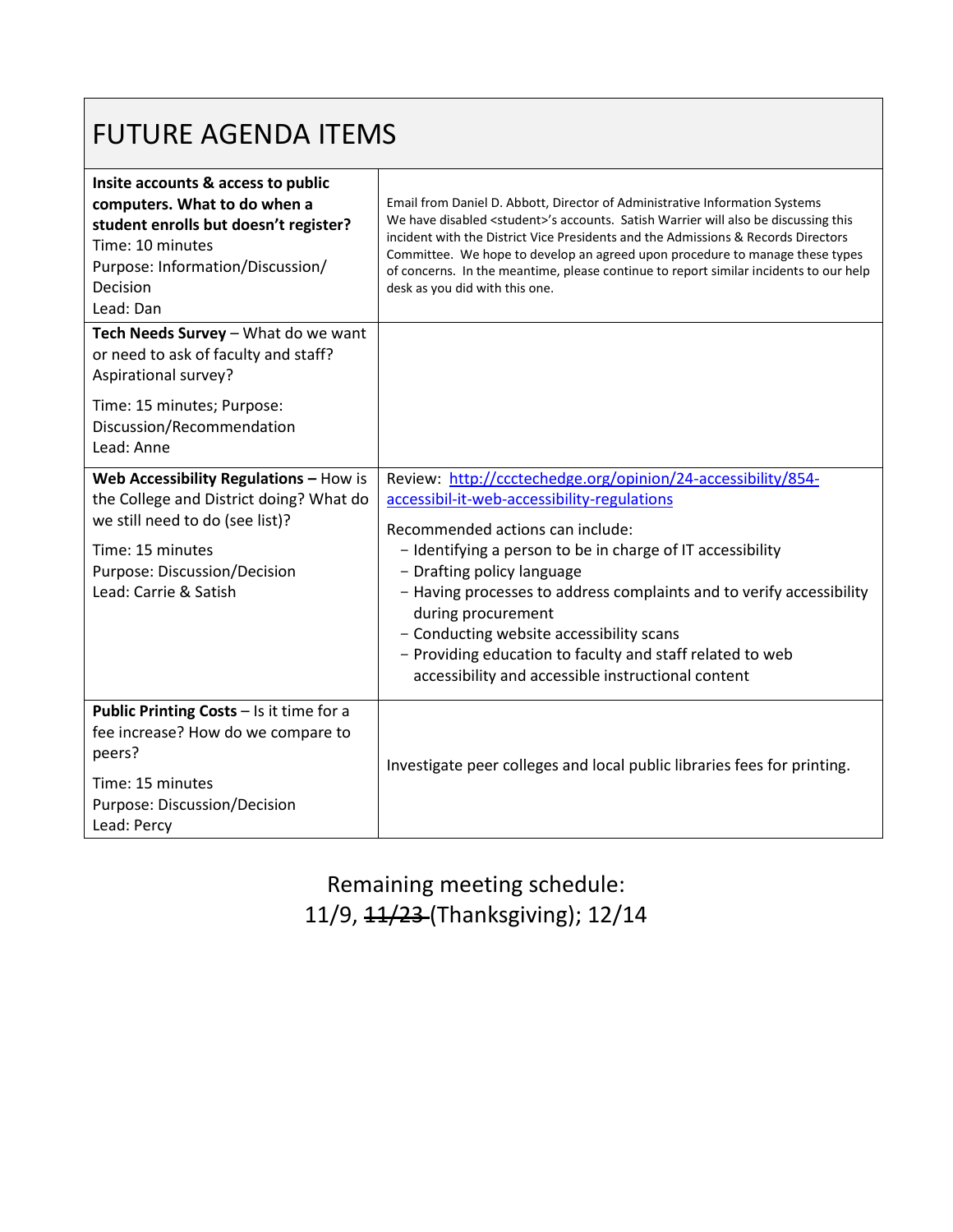| FUTURE AGENDA ITEMS | |
|---|---|
| **Insite accounts & access to public computers. What to do when a student enrolls but doesn't register?**<br>Time: 10 minutes<br>Purpose: Information/Discussion/ Decision<br>Lead: Dan | Email from Daniel D. Abbott, Director of Administrative Information Systems<br>We have disabled <student>'s accounts. Satish Warrier will also be discussing this incident with the District Vice Presidents and the Admissions & Records Directors Committee. We hope to develop an agreed upon procedure to manage these types of concerns. In the meantime, please continue to report similar incidents to our help desk as you did with this one. |
| **Tech Needs Survey** – What do we want or need to ask of faculty and staff? Aspirational survey?<br><br>Time: 15 minutes; Purpose: Discussion/Recommendation<br>Lead: Anne | |
| **Web Accessibility Regulations –** How is the College and District doing? What do we still need to do (see list)?<br><br>Time: 15 minutes<br>Purpose: Discussion/Decision<br>Lead: Carrie & Satish | Review: [http://ccctechedge.org/opinion/24-accessibility/854-accessibil-it-web-accessibility-regulations](http://ccctechedge.org/opinion/24-accessibility/854-accessibil-it-web-accessibility-regulations)<br><br>Recommended actions can include:<br>- Identifying a person to be in charge of IT accessibility<br>- Drafting policy language<br>- Having processes to address complaints and to verify accessibility during procurement<br>- Conducting website accessibility scans<br>- Providing education to faculty and staff related to web accessibility and accessible instructional content |
| **Public Printing Costs** – Is it time for a fee increase? How do we compare to peers?<br><br>Time: 15 minutes<br>Purpose: Discussion/Decision<br>Lead: Percy | Investigate peer colleges and local public libraries fees for printing. |

Remaining meeting schedule:
11/9, ~~11/23~~ (Thanksgiving); 12/14